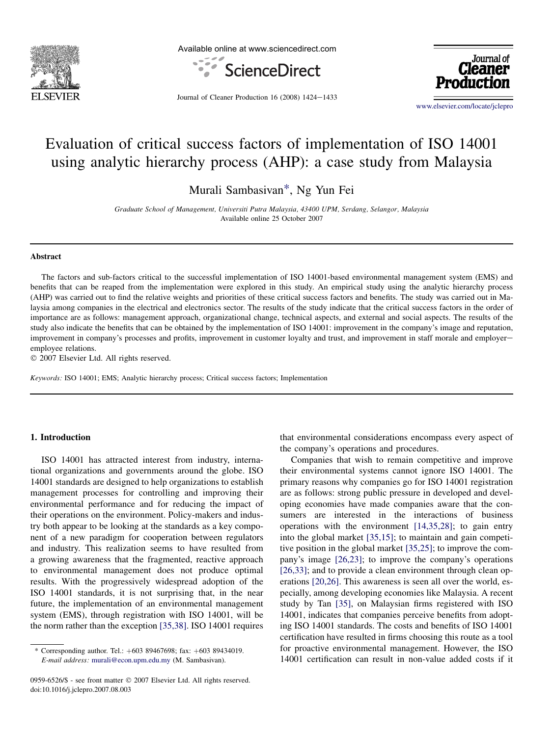# Evaluation of critical success factors of implementation of ISO 14001 using analytic hierarchy process (AHP): a case study from Malaysia

Murali Sambasivan*, Ng Yun Fei

*Graduate School of Management, Universiti Putra Malaysia, 43400 UPM, Serdang, Selangor, Malaysia*

Available online 25 October 2007

## Abstract

The factors and sub-factors critical to the successful implementation of ISO 14001-based environmental management system (EMS) and benefits that can be reaped from the implementation were explored in this study. An empirical study using the analytic hierarchy process (AHP) was carried out to find the relative weights and priorities of these critical success factors and benefits. The study was carried out in Malaysia among companies in the electrical and electronics sector. The results of the study indicate that the critical success factors in the order of importance are as follows: management approach, organizational change, technical aspects, and external and social aspects. The results of the study also indicate the benefits that can be obtained by the implementation of ISO 14001: improvement in the company's image and reputation, improvement in company's processes and profits, improvement in customer loyalty and trust, and improvement in staff morale and employer–employee relations.

© 2007 Elsevier Ltd. All rights reserved.

*Keywords:* ISO 14001; EMS; Analytic hierarchy process; Critical success factors; Implementation

## 1. Introduction

ISO 14001 has attracted interest from industry, international organizations and governments around the globe. ISO 14001 standards are designed to help organizations to establish management processes for controlling and improving their environmental performance and for reducing the impact of their operations on the environment. Policy-makers and industry both appear to be looking at the standards as a key component of a new paradigm for cooperation between regulators and industry. This realization seems to have resulted from a growing awareness that the fragmented, reactive approach to environmental management does not produce optimal results. With the progressively widespread adoption of the ISO 14001 standards, it is not surprising that, in the near future, the implementation of an environmental management system (EMS), through registration with ISO 14001, will be the norm rather than the exception [35,38]. ISO 14001 requires that environmental considerations encompass every aspect of the company's operations and procedures.

Companies that wish to remain competitive and improve their environmental systems cannot ignore ISO 14001. The primary reasons why companies go for ISO 14001 registration are as follows: strong public pressure in developed and developing economies have made companies aware that the consumers are interested in the interactions of business operations with the environment [14,35,28]; to gain entry into the global market [35,15]; to maintain and gain competitive position in the global market [35,25]; to improve the company's image [26,23]; to improve the company's operations [26,33]; and to provide a clean environment through clean operations [20,26]. This awareness is seen all over the world, especially, among developing economies like Malaysia. A recent study by Tan [35], on Malaysian firms registered with ISO 14001, indicates that companies perceive benefits from adopting ISO 14001 standards. The costs and benefits of ISO 14001 certification have resulted in firms choosing this route as a tool for proactive environmental management. However, the ISO 14001 certification can result in non-value added costs if it

---

* Corresponding author. Tel.: +603 89467698; fax: +603 89434019. *E-mail address:* murali@econ.upm.edu.my (M. Sambasivan).

0959-6526/$ - see front matter © 2007 Elsevier Ltd. All rights reserved.
doi:10.1016/j.jclepro.2007.08.003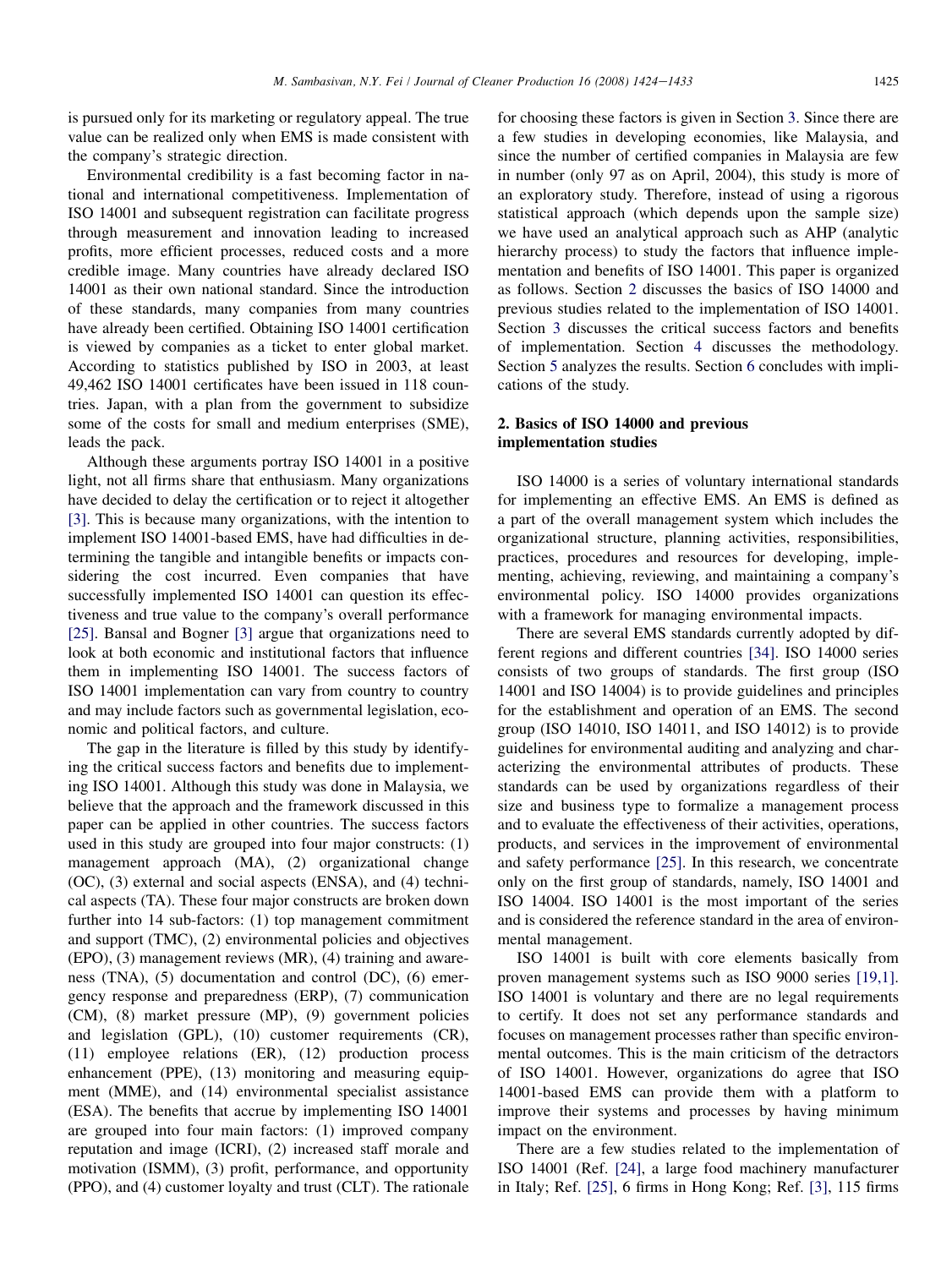is pursued only for its marketing or regulatory appeal. The true value can be realized only when EMS is made consistent with the company's strategic direction.

Environmental credibility is a fast becoming factor in national and international competitiveness. Implementation of ISO 14001 and subsequent registration can facilitate progress through measurement and innovation leading to increased profits, more efficient processes, reduced costs and a more credible image. Many countries have already declared ISO 14001 as their own national standard. Since the introduction of these standards, many companies from many countries have already been certified. Obtaining ISO 14001 certification is viewed by companies as a ticket to enter global market. According to statistics published by ISO in 2003, at least 49,462 ISO 14001 certificates have been issued in 118 countries. Japan, with a plan from the government to subsidize some of the costs for small and medium enterprises (SME), leads the pack.

Although these arguments portray ISO 14001 in a positive light, not all firms share that enthusiasm. Many organizations have decided to delay the certification or to reject it altogether [3]. This is because many organizations, with the intention to implement ISO 14001-based EMS, have had difficulties in determining the tangible and intangible benefits or impacts considering the cost incurred. Even companies that have successfully implemented ISO 14001 can question its effectiveness and true value to the company's overall performance [25]. Bansal and Bogner [3] argue that organizations need to look at both economic and institutional factors that influence them in implementing ISO 14001. The success factors of ISO 14001 implementation can vary from country to country and may include factors such as governmental legislation, economic and political factors, and culture.

The gap in the literature is filled by this study by identifying the critical success factors and benefits due to implementing ISO 14001. Although this study was done in Malaysia, we believe that the approach and the framework discussed in this paper can be applied in other countries. The success factors used in this study are grouped into four major constructs: (1) management approach (MA), (2) organizational change (OC), (3) external and social aspects (ENSA), and (4) technical aspects (TA). These four major constructs are broken down further into 14 sub-factors: (1) top management commitment and support (TMC), (2) environmental policies and objectives (EPO), (3) management reviews (MR), (4) training and awareness (TNA), (5) documentation and control (DC), (6) emergency response and preparedness (ERP), (7) communication (CM), (8) market pressure (MP), (9) government policies and legislation (GPL), (10) customer requirements (CR), (11) employee relations (ER), (12) production process enhancement (PPE), (13) monitoring and measuring equipment (MME), and (14) environmental specialist assistance (ESA). The benefits that accrue by implementing ISO 14001 are grouped into four main factors: (1) improved company reputation and image (ICRI), (2) increased staff morale and motivation (ISMM), (3) profit, performance, and opportunity (PPO), and (4) customer loyalty and trust (CLT). The rationale for choosing these factors is given in Section 3. Since there are a few studies in developing economies, like Malaysia, and since the number of certified companies in Malaysia are few in number (only 97 as on April, 2004), this study is more of an exploratory study. Therefore, instead of using a rigorous statistical approach (which depends upon the sample size) we have used an analytical approach such as AHP (analytic hierarchy process) to study the factors that influence implementation and benefits of ISO 14001. This paper is organized as follows. Section 2 discusses the basics of ISO 14000 and previous studies related to the implementation of ISO 14001. Section 3 discusses the critical success factors and benefits of implementation. Section 4 discusses the methodology. Section 5 analyzes the results. Section 6 concludes with implications of the study.

## 2. Basics of ISO 14000 and previous implementation studies

ISO 14000 is a series of voluntary international standards for implementing an effective EMS. An EMS is defined as a part of the overall management system which includes the organizational structure, planning activities, responsibilities, practices, procedures and resources for developing, implementing, achieving, reviewing, and maintaining a company's environmental policy. ISO 14000 provides organizations with a framework for managing environmental impacts.

There are several EMS standards currently adopted by different regions and different countries [34]. ISO 14000 series consists of two groups of standards. The first group (ISO 14001 and ISO 14004) is to provide guidelines and principles for the establishment and operation of an EMS. The second group (ISO 14010, ISO 14011, and ISO 14012) is to provide guidelines for environmental auditing and analyzing and characterizing the environmental attributes of products. These standards can be used by organizations regardless of their size and business type to formalize a management process and to evaluate the effectiveness of their activities, operations, products, and services in the improvement of environmental and safety performance [25]. In this research, we concentrate only on the first group of standards, namely, ISO 14001 and ISO 14004. ISO 14001 is the most important of the series and is considered the reference standard in the area of environmental management.

ISO 14001 is built with core elements basically from proven management systems such as ISO 9000 series [19,1]. ISO 14001 is voluntary and there are no legal requirements to certify. It does not set any performance standards and focuses on management processes rather than specific environmental outcomes. This is the main criticism of the detractors of ISO 14001. However, organizations do agree that ISO 14001-based EMS can provide them with a platform to improve their systems and processes by having minimum impact on the environment.

There are a few studies related to the implementation of ISO 14001 (Ref. [24], a large food machinery manufacturer in Italy; Ref. [25], 6 firms in Hong Kong; Ref. [3], 115 firms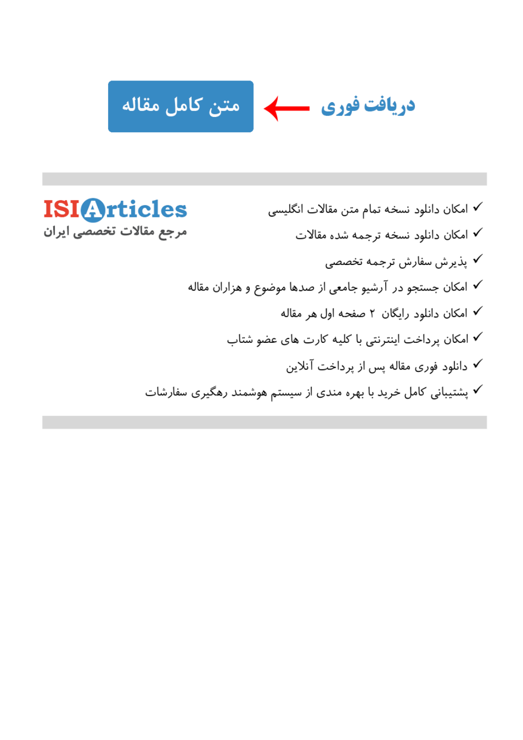متن کامل مقاله ← دریافت فوری

ISIArticles
مرجع مقالات تخصصی ایران

- ✓ امکان دانلود نسخه تمام متن مقالات انگلیسی
- ✓ امکان دانلود نسخه ترجمه شده مقالات
- ✓ پذیرش سفارش ترجمه تخصصی
- ✓ امکان جستجو در آرشیو جامعی از صدها موضوع و هزاران مقاله
- ✓ امکان دانلود رایگان ۲ صفحه اول هر مقاله
- ✓ امکان پرداخت اینترنتی با کلیه کارت های عضو شتاب
- ✓ دانلود فوری مقاله پس از پرداخت آنلاین
- ✓ پشتیبانی کامل خرید با بهره مندی از سیستم هوشمند رهگیری سفارشات